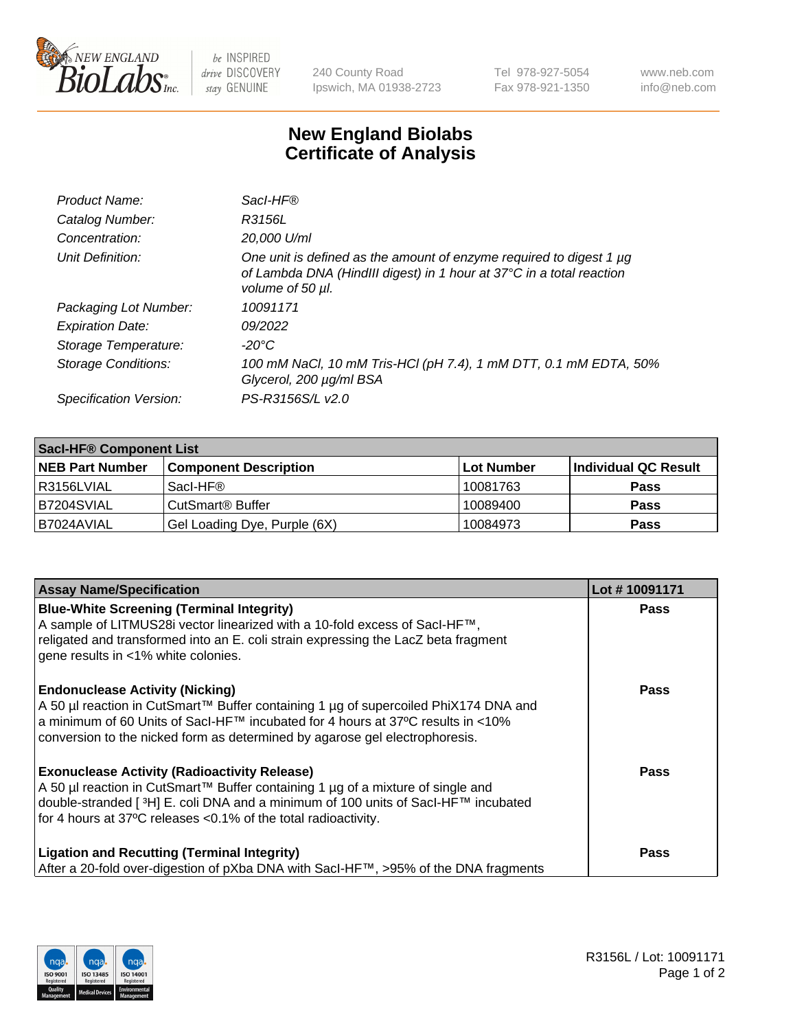# New England Biolabs Certificate of Analysis

| | |
|---|---|
| *Product Name:* | *SacI-HF®* |
| *Catalog Number:* | *R3156L* |
| *Concentration:* | *20,000 U/ml* |
| *Unit Definition:* | *One unit is defined as the amount of enzyme required to digest 1 µg of Lambda DNA (HindIII digest) in 1 hour at 37°C in a total reaction volume of 50 µl.* |
| *Packaging Lot Number:* | *10091171* |
| *Expiration Date:* | *09/2022* |
| *Storage Temperature:* | *-20°C* |
| *Storage Conditions:* | *100 mM NaCl, 10 mM Tris-HCl (pH 7.4), 1 mM DTT, 0.1 mM EDTA, 50% Glycerol, 200 µg/ml BSA* |
| *Specification Version:* | *PS-R3156S/L v2.0* |

| SacI-HF® Component List | | | |
|---|---|---|---|
| **NEB Part Number** | **Component Description** | **Lot Number** | **Individual QC Result** |
| R3156LVIAL | SacI-HF® | 10081763 | **Pass** |
| B7204SVIAL | CutSmart® Buffer | 10089400 | **Pass** |
| B7024AVIAL | Gel Loading Dye, Purple (6X) | 10084973 | **Pass** |

| Assay Name/Specification | Lot # 10091171 |
|---|---|
| **Blue-White Screening (Terminal Integrity)** A sample of LITMUS28i vector linearized with a 10-fold excess of SacI-HF™, religated and transformed into an E. coli strain expressing the LacZ beta fragment gene results in <1% white colonies. | **Pass** |
| **Endonuclease Activity (Nicking)** A 50 µl reaction in CutSmart™ Buffer containing 1 µg of supercoiled PhiX174 DNA and a minimum of 60 Units of SacI-HF™ incubated for 4 hours at 37ºC results in <10% conversion to the nicked form as determined by agarose gel electrophoresis. | **Pass** |
| **Exonuclease Activity (Radioactivity Release)** A 50 µl reaction in CutSmart™ Buffer containing 1 µg of a mixture of single and double-stranded [ $^{3}$H] E. coli DNA and a minimum of 100 units of SacI-HF™ incubated for 4 hours at 37ºC releases <0.1% of the total radioactivity. | **Pass** |
| **Ligation and Recutting (Terminal Integrity)** After a 20-fold over-digestion of pXba DNA with SacI-HF™, >95% of the DNA fragments | **Pass** |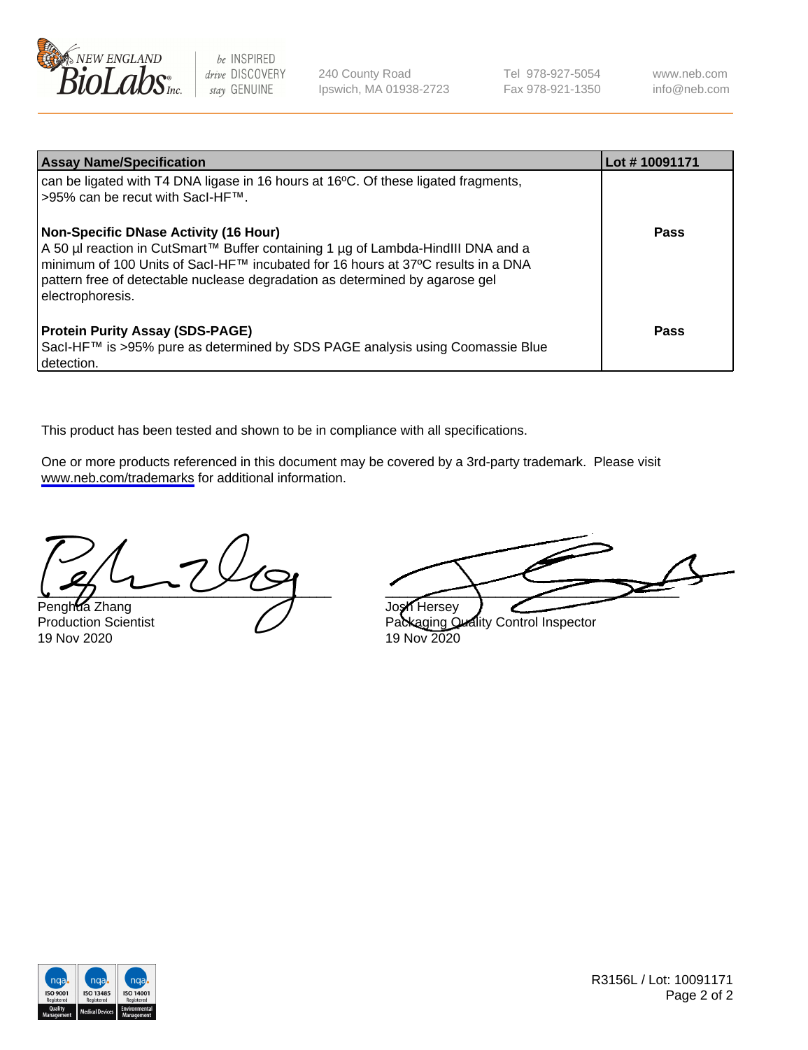| Assay Name/Specification | Lot # 10091171 |
| --- | --- |
| can be ligated with T4 DNA ligase in 16 hours at 16ºC. Of these ligated fragments, >95% can be recut with SacI-HF™. | |
| **Non-Specific DNase Activity (16 Hour)**<br>A 50 µl reaction in CutSmart™ Buffer containing 1 µg of Lambda-HindIII DNA and a minimum of 100 Units of SacI-HF™ incubated for 16 hours at 37ºC results in a DNA pattern free of detectable nuclease degradation as determined by agarose gel electrophoresis. | **Pass** |
| **Protein Purity Assay (SDS-PAGE)**<br>SacI-HF™ is >95% pure as determined by SDS PAGE analysis using Coomassie Blue detection. | **Pass** |

This product has been tested and shown to be in compliance with all specifications.

One or more products referenced in this document may be covered by a 3rd-party trademark. Please visit www.neb.com/trademarks for additional information.

Penghua Zhang
Production Scientist
19 Nov 2020

Josh Hersey
Packaging Quality Control Inspector
19 Nov 2020

R3156L / Lot: 10091171